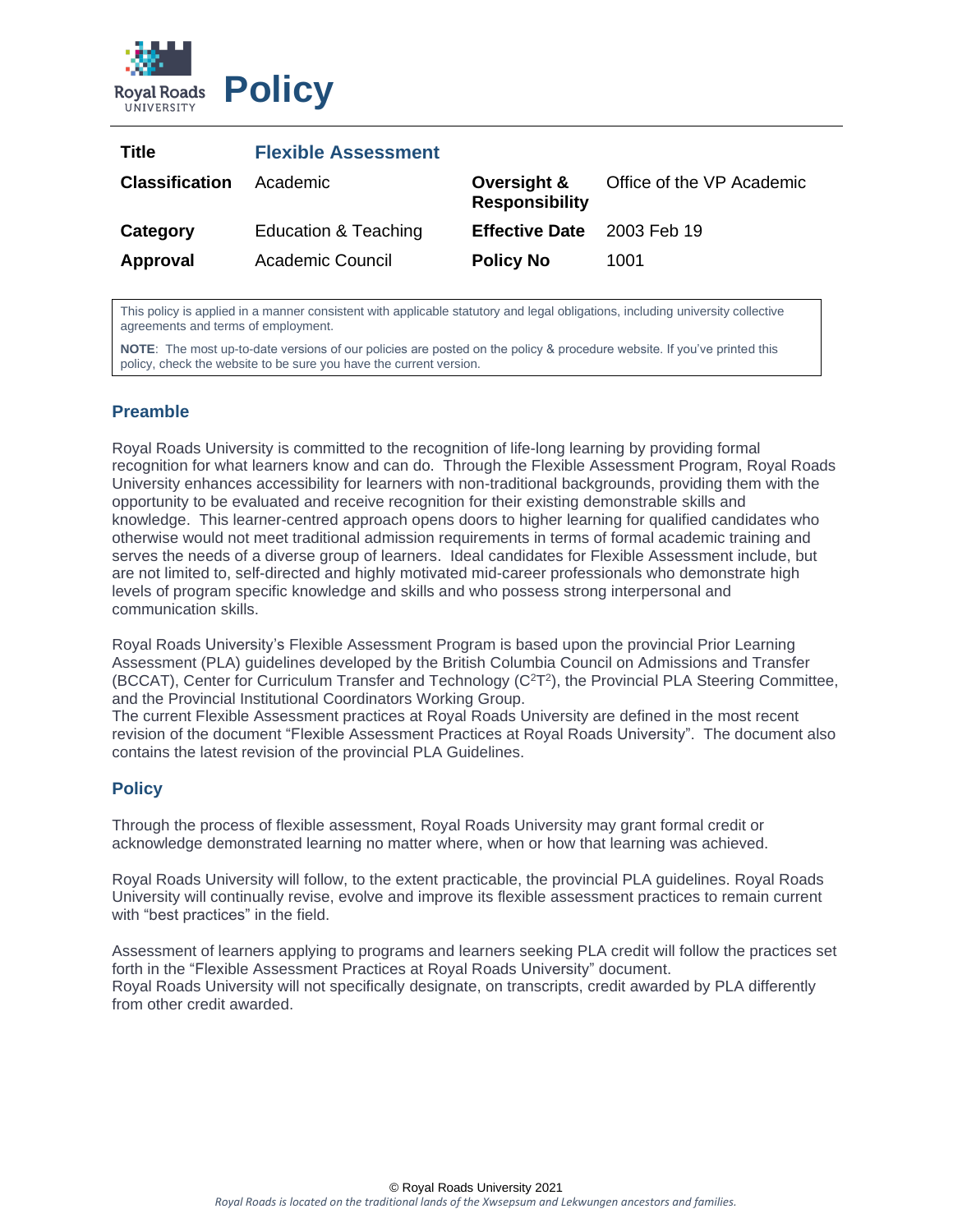# Policy

| Title | Flexible Assessment | | |
|---|---|---|---|
| Classification | Academic | Oversight & Responsibility | Office of the VP Academic |
| Category | Education & Teaching | Effective Date | 2003 Feb 19 |
| Approval | Academic Council | Policy No | 1001 |

This policy is applied in a manner consistent with applicable statutory and legal obligations, including university collective agreements and terms of employment.

**NOTE**: The most up-to-date versions of our policies are posted on the policy & procedure website. If you've printed this policy, check the website to be sure you have the current version.

## Preamble

Royal Roads University is committed to the recognition of life-long learning by providing formal recognition for what learners know and can do. Through the Flexible Assessment Program, Royal Roads University enhances accessibility for learners with non-traditional backgrounds, providing them with the opportunity to be evaluated and receive recognition for their existing demonstrable skills and knowledge. This learner-centred approach opens doors to higher learning for qualified candidates who otherwise would not meet traditional admission requirements in terms of formal academic training and serves the needs of a diverse group of learners. Ideal candidates for Flexible Assessment include, but are not limited to, self-directed and highly motivated mid-career professionals who demonstrate high levels of program specific knowledge and skills and who possess strong interpersonal and communication skills.

Royal Roads University's Flexible Assessment Program is based upon the provincial Prior Learning Assessment (PLA) guidelines developed by the British Columbia Council on Admissions and Transfer (BCCAT), Center for Curriculum Transfer and Technology ($C^2T^2$), the Provincial PLA Steering Committee, and the Provincial Institutional Coordinators Working Group.
The current Flexible Assessment practices at Royal Roads University are defined in the most recent revision of the document "Flexible Assessment Practices at Royal Roads University". The document also contains the latest revision of the provincial PLA Guidelines.

## Policy

Through the process of flexible assessment, Royal Roads University may grant formal credit or acknowledge demonstrated learning no matter where, when or how that learning was achieved.

Royal Roads University will follow, to the extent practicable, the provincial PLA guidelines. Royal Roads University will continually revise, evolve and improve its flexible assessment practices to remain current with "best practices" in the field.

Assessment of learners applying to programs and learners seeking PLA credit will follow the practices set forth in the "Flexible Assessment Practices at Royal Roads University" document.
Royal Roads University will not specifically designate, on transcripts, credit awarded by PLA differently from other credit awarded.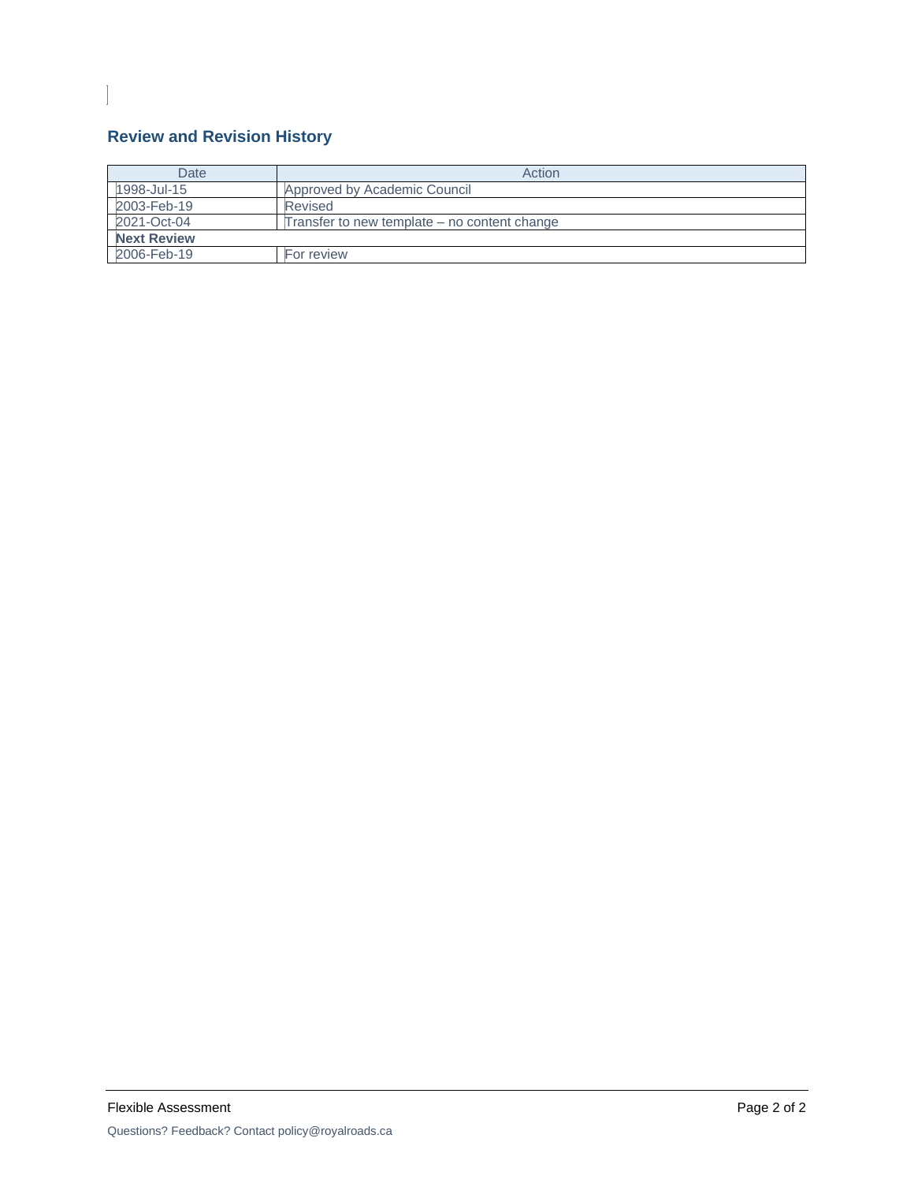## Review and Revision History

| Date | Action |
| --- | --- |
| 1998-Jul-15 | Approved by Academic Council |
| 2003-Feb-19 | Revised |
| 2021-Oct-04 | Transfer to new template – no content change |
| **Next Review** | |
| 2006-Feb-19 | For review |

Questions? Feedback? Contact policy@royalroads.ca